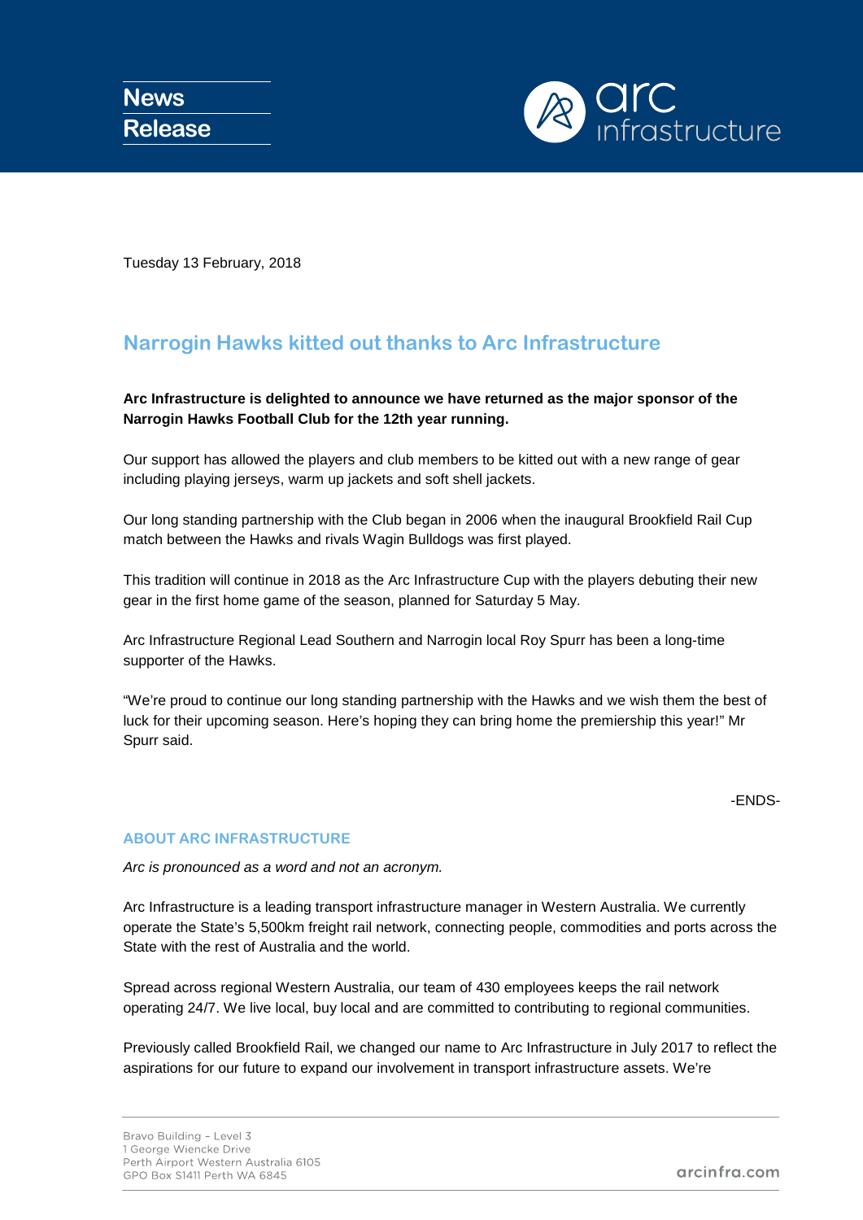News Release

Tuesday 13 February, 2018

# Narrogin Hawks kitted out thanks to Arc Infrastructure

**Arc Infrastructure is delighted to announce we have returned as the major sponsor of the Narrogin Hawks Football Club for the 12th year running.**

Our support has allowed the players and club members to be kitted out with a new range of gear including playing jerseys, warm up jackets and soft shell jackets.

Our long standing partnership with the Club began in 2006 when the inaugural Brookfield Rail Cup match between the Hawks and rivals Wagin Bulldogs was first played.

This tradition will continue in 2018 as the Arc Infrastructure Cup with the players debuting their new gear in the first home game of the season, planned for Saturday 5 May.

Arc Infrastructure Regional Lead Southern and Narrogin local Roy Spurr has been a long-time supporter of the Hawks.

"We're proud to continue our long standing partnership with the Hawks and we wish them the best of luck for their upcoming season. Here's hoping they can bring home the premiership this year!" Mr Spurr said.

-ENDS-

## ABOUT ARC INFRASTRUCTURE

*Arc is pronounced as a word and not an acronym.*

Arc Infrastructure is a leading transport infrastructure manager in Western Australia. We currently operate the State's 5,500km freight rail network, connecting people, commodities and ports across the State with the rest of Australia and the world.

Spread across regional Western Australia, our team of 430 employees keeps the rail network operating 24/7. We live local, buy local and are committed to contributing to regional communities.

Previously called Brookfield Rail, we changed our name to Arc Infrastructure in July 2017 to reflect the aspirations for our future to expand our involvement in transport infrastructure assets. We're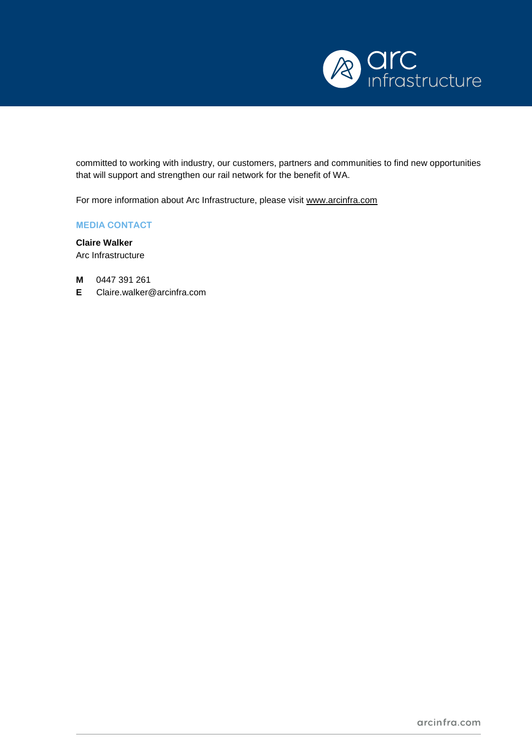committed to working with industry, our customers, partners and communities to find new opportunities that will support and strengthen our rail network for the benefit of WA.

For more information about Arc Infrastructure, please visit www.arcinfra.com

### MEDIA CONTACT

**Claire Walker**
Arc Infrastructure

**M** 0447 391 261
**E** Claire.walker@arcinfra.com